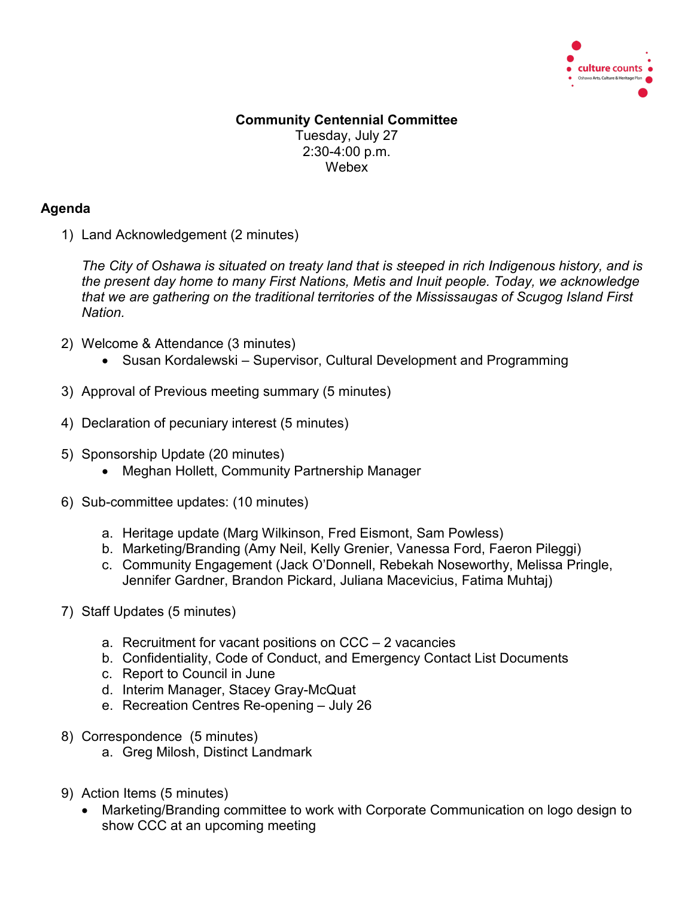culture counts
Oshawa Arts, Culture & Heritage Plan

**Community Centennial Committee**
Tuesday, July 27
2:30-4:00 p.m.
Webex

## Agenda

1) Land Acknowledgement (2 minutes)

   *The City of Oshawa is situated on treaty land that is steeped in rich Indigenous history, and is the present day home to many First Nations, Metis and Inuit people. Today, we acknowledge that we are gathering on the traditional territories of the Mississaugas of Scugog Island First Nation.*

2) Welcome & Attendance (3 minutes)
   - Susan Kordalewski – Supervisor, Cultural Development and Programming

3) Approval of Previous meeting summary (5 minutes)

4) Declaration of pecuniary interest (5 minutes)

5) Sponsorship Update (20 minutes)
   - Meghan Hollett, Community Partnership Manager

6) Sub-committee updates: (10 minutes)

   a. Heritage update (Marg Wilkinson, Fred Eismont, Sam Powless)
   b. Marketing/Branding (Amy Neil, Kelly Grenier, Vanessa Ford, Faeron Pileggi)
   c. Community Engagement (Jack O'Donnell, Rebekah Noseworthy, Melissa Pringle, Jennifer Gardner, Brandon Pickard, Juliana Macevicius, Fatima Muhtaj)

7) Staff Updates (5 minutes)

   a. Recruitment for vacant positions on CCC – 2 vacancies
   b. Confidentiality, Code of Conduct, and Emergency Contact List Documents
   c. Report to Council in June
   d. Interim Manager, Stacey Gray-McQuat
   e. Recreation Centres Re-opening – July 26

8) Correspondence (5 minutes)
   a. Greg Milosh, Distinct Landmark

9) Action Items (5 minutes)
   - Marketing/Branding committee to work with Corporate Communication on logo design to show CCC at an upcoming meeting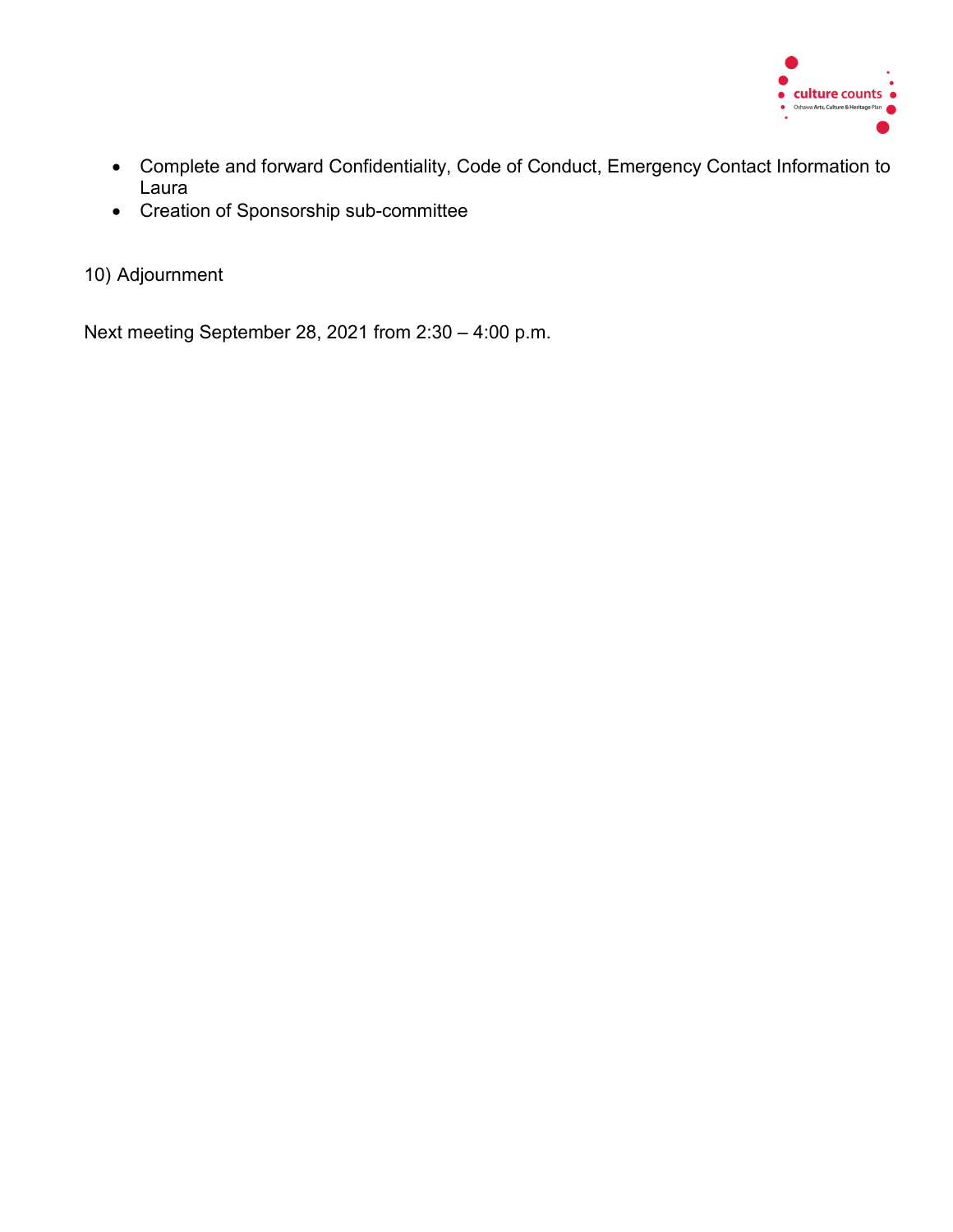- Complete and forward Confidentiality, Code of Conduct, Emergency Contact Information to Laura
- Creation of Sponsorship sub-committee

10) Adjournment

Next meeting September 28, 2021 from 2:30 – 4:00 p.m.